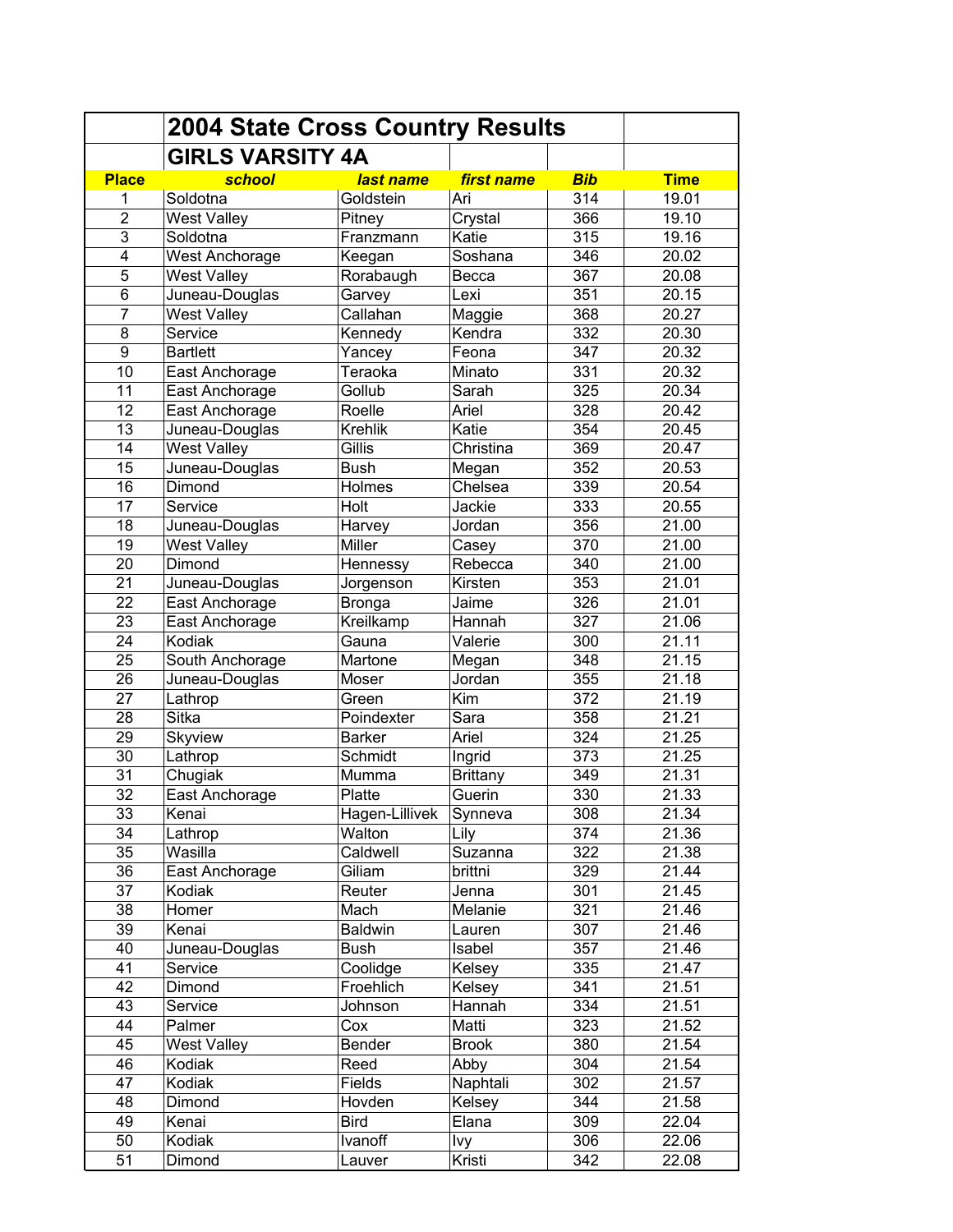# 2004 State Cross Country Results

## GIRLS VARSITY 4A

| Place | school | last name | first name | Bib | Time |
|---|---|---|---|---|---|
| 1 | Soldotna | Goldstein | Ari | 314 | 19.01 |
| 2 | West Valley | Pitney | Crystal | 366 | 19.10 |
| 3 | Soldotna | Franzmann | Katie | 315 | 19.16 |
| 4 | West Anchorage | Keegan | Soshana | 346 | 20.02 |
| 5 | West Valley | Rorabaugh | Becca | 367 | 20.08 |
| 6 | Juneau-Douglas | Garvey | Lexi | 351 | 20.15 |
| 7 | West Valley | Callahan | Maggie | 368 | 20.27 |
| 8 | Service | Kennedy | Kendra | 332 | 20.30 |
| 9 | Bartlett | Yancey | Feona | 347 | 20.32 |
| 10 | East Anchorage | Teraoka | Minato | 331 | 20.32 |
| 11 | East Anchorage | Gollub | Sarah | 325 | 20.34 |
| 12 | East Anchorage | Roelle | Ariel | 328 | 20.42 |
| 13 | Juneau-Douglas | Krehlik | Katie | 354 | 20.45 |
| 14 | West Valley | Gillis | Christina | 369 | 20.47 |
| 15 | Juneau-Douglas | Bush | Megan | 352 | 20.53 |
| 16 | Dimond | Holmes | Chelsea | 339 | 20.54 |
| 17 | Service | Holt | Jackie | 333 | 20.55 |
| 18 | Juneau-Douglas | Harvey | Jordan | 356 | 21.00 |
| 19 | West Valley | Miller | Casey | 370 | 21.00 |
| 20 | Dimond | Hennessy | Rebecca | 340 | 21.00 |
| 21 | Juneau-Douglas | Jorgenson | Kirsten | 353 | 21.01 |
| 22 | East Anchorage | Bronga | Jaime | 326 | 21.01 |
| 23 | East Anchorage | Kreilkamp | Hannah | 327 | 21.06 |
| 24 | Kodiak | Gauna | Valerie | 300 | 21.11 |
| 25 | South Anchorage | Martone | Megan | 348 | 21.15 |
| 26 | Juneau-Douglas | Moser | Jordan | 355 | 21.18 |
| 27 | Lathrop | Green | Kim | 372 | 21.19 |
| 28 | Sitka | Poindexter | Sara | 358 | 21.21 |
| 29 | Skyview | Barker | Ariel | 324 | 21.25 |
| 30 | Lathrop | Schmidt | Ingrid | 373 | 21.25 |
| 31 | Chugiak | Mumma | Brittany | 349 | 21.31 |
| 32 | East Anchorage | Platte | Guerin | 330 | 21.33 |
| 33 | Kenai | Hagen-Lillivek | Synneva | 308 | 21.34 |
| 34 | Lathrop | Walton | Lily | 374 | 21.36 |
| 35 | Wasilla | Caldwell | Suzanna | 322 | 21.38 |
| 36 | East Anchorage | Giliam | brittni | 329 | 21.44 |
| 37 | Kodiak | Reuter | Jenna | 301 | 21.45 |
| 38 | Homer | Mach | Melanie | 321 | 21.46 |
| 39 | Kenai | Baldwin | Lauren | 307 | 21.46 |
| 40 | Juneau-Douglas | Bush | Isabel | 357 | 21.46 |
| 41 | Service | Coolidge | Kelsey | 335 | 21.47 |
| 42 | Dimond | Froehlich | Kelsey | 341 | 21.51 |
| 43 | Service | Johnson | Hannah | 334 | 21.51 |
| 44 | Palmer | Cox | Matti | 323 | 21.52 |
| 45 | West Valley | Bender | Brook | 380 | 21.54 |
| 46 | Kodiak | Reed | Abby | 304 | 21.54 |
| 47 | Kodiak | Fields | Naphtali | 302 | 21.57 |
| 48 | Dimond | Hovden | Kelsey | 344 | 21.58 |
| 49 | Kenai | Bird | Elana | 309 | 22.04 |
| 50 | Kodiak | Ivanoff | Ivy | 306 | 22.06 |
| 51 | Dimond | Lauver | Kristi | 342 | 22.08 |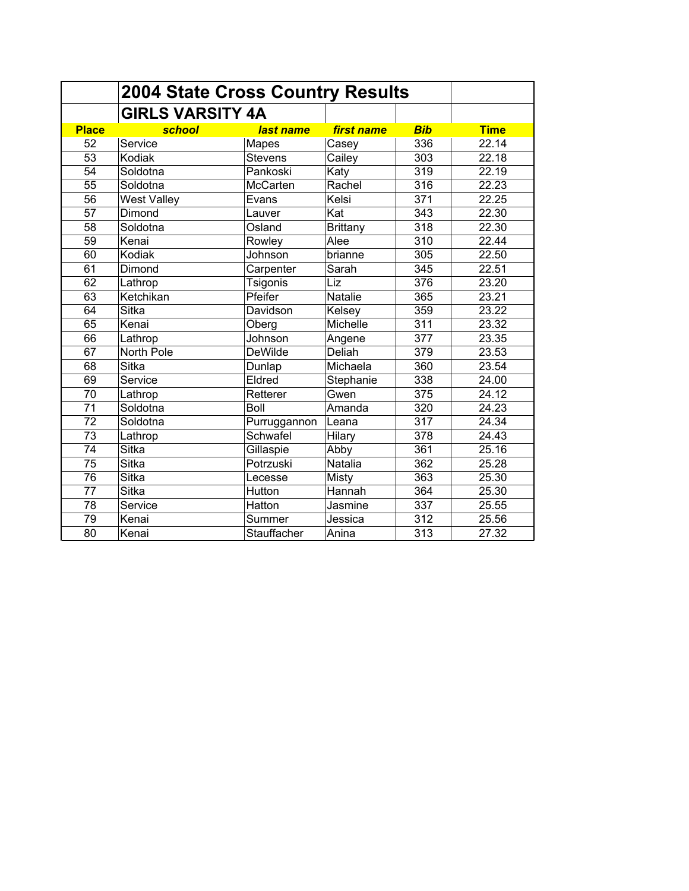| | 2004 State Cross Country Results | | | | |
|---|---|---|---|---|---|
| | GIRLS VARSITY 4A | | | | |
| **Place** | ***school*** | ***last name*** | ***first name*** | ***Bib*** | **Time** |
| 52 | Service | Mapes | Casey | 336 | 22.14 |
| 53 | Kodiak | Stevens | Cailey | 303 | 22.18 |
| 54 | Soldotna | Pankoski | Katy | 319 | 22.19 |
| 55 | Soldotna | McCarten | Rachel | 316 | 22.23 |
| 56 | West Valley | Evans | Kelsi | 371 | 22.25 |
| 57 | Dimond | Lauver | Kat | 343 | 22.30 |
| 58 | Soldotna | Osland | Brittany | 318 | 22.30 |
| 59 | Kenai | Rowley | Alee | 310 | 22.44 |
| 60 | Kodiak | Johnson | brianne | 305 | 22.50 |
| 61 | Dimond | Carpenter | Sarah | 345 | 22.51 |
| 62 | Lathrop | Tsigonis | Liz | 376 | 23.20 |
| 63 | Ketchikan | Pfeifer | Natalie | 365 | 23.21 |
| 64 | Sitka | Davidson | Kelsey | 359 | 23.22 |
| 65 | Kenai | Oberg | Michelle | 311 | 23.32 |
| 66 | Lathrop | Johnson | Angene | 377 | 23.35 |
| 67 | North Pole | DeWilde | Deliah | 379 | 23.53 |
| 68 | Sitka | Dunlap | Michaela | 360 | 23.54 |
| 69 | Service | Eldred | Stephanie | 338 | 24.00 |
| 70 | Lathrop | Retterer | Gwen | 375 | 24.12 |
| 71 | Soldotna | Boll | Amanda | 320 | 24.23 |
| 72 | Soldotna | Purruggannon | Leana | 317 | 24.34 |
| 73 | Lathrop | Schwafel | Hilary | 378 | 24.43 |
| 74 | Sitka | Gillaspie | Abby | 361 | 25.16 |
| 75 | Sitka | Potrzuski | Natalia | 362 | 25.28 |
| 76 | Sitka | Lecesse | Misty | 363 | 25.30 |
| 77 | Sitka | Hutton | Hannah | 364 | 25.30 |
| 78 | Service | Hatton | Jasmine | 337 | 25.55 |
| 79 | Kenai | Summer | Jessica | 312 | 25.56 |
| 80 | Kenai | Stauffacher | Anina | 313 | 27.32 |